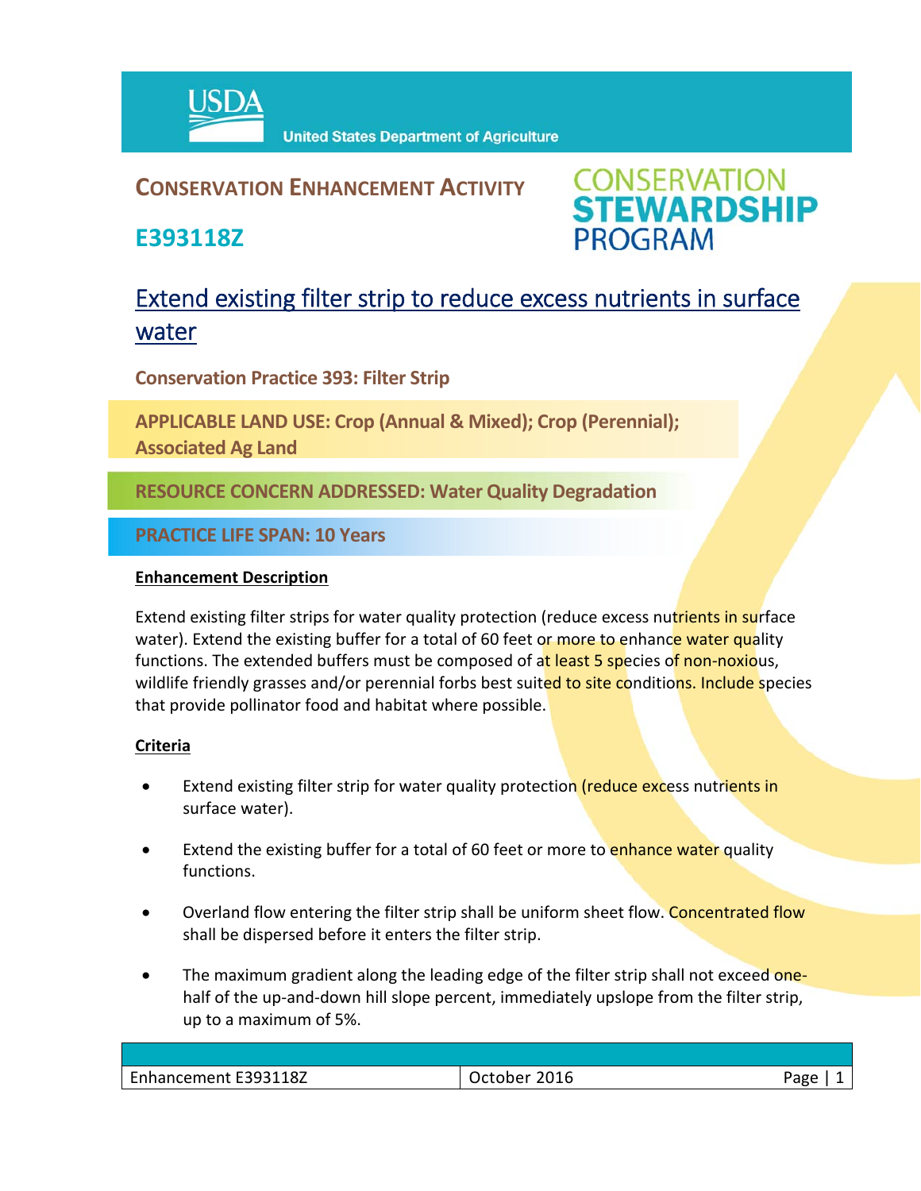USDA United States Department of Agriculture

## CONSERVATION ENHANCEMENT ACTIVITY

## E393118Z

CONSERVATION STEWARDSHIP PROGRAM

# Extend existing filter strip to reduce excess nutrients in surface water

**Conservation Practice 393: Filter Strip**

**APPLICABLE LAND USE: Crop (Annual & Mixed); Crop (Perennial); Associated Ag Land**

**RESOURCE CONCERN ADDRESSED: Water Quality Degradation**

**PRACTICE LIFE SPAN: 10 Years**

**Enhancement Description**

Extend existing filter strips for water quality protection (reduce excess nutrients in surface water). Extend the existing buffer for a total of 60 feet or more to enhance water quality functions. The extended buffers must be composed of at least 5 species of non-noxious, wildlife friendly grasses and/or perennial forbs best suited to site conditions. Include species that provide pollinator food and habitat where possible.

**Criteria**

- Extend existing filter strip for water quality protection (reduce excess nutrients in surface water).
- Extend the existing buffer for a total of 60 feet or more to enhance water quality functions.
- Overland flow entering the filter strip shall be uniform sheet flow. Concentrated flow shall be dispersed before it enters the filter strip.
- The maximum gradient along the leading edge of the filter strip shall not exceed one-half of the up-and-down hill slope percent, immediately upslope from the filter strip, up to a maximum of 5%.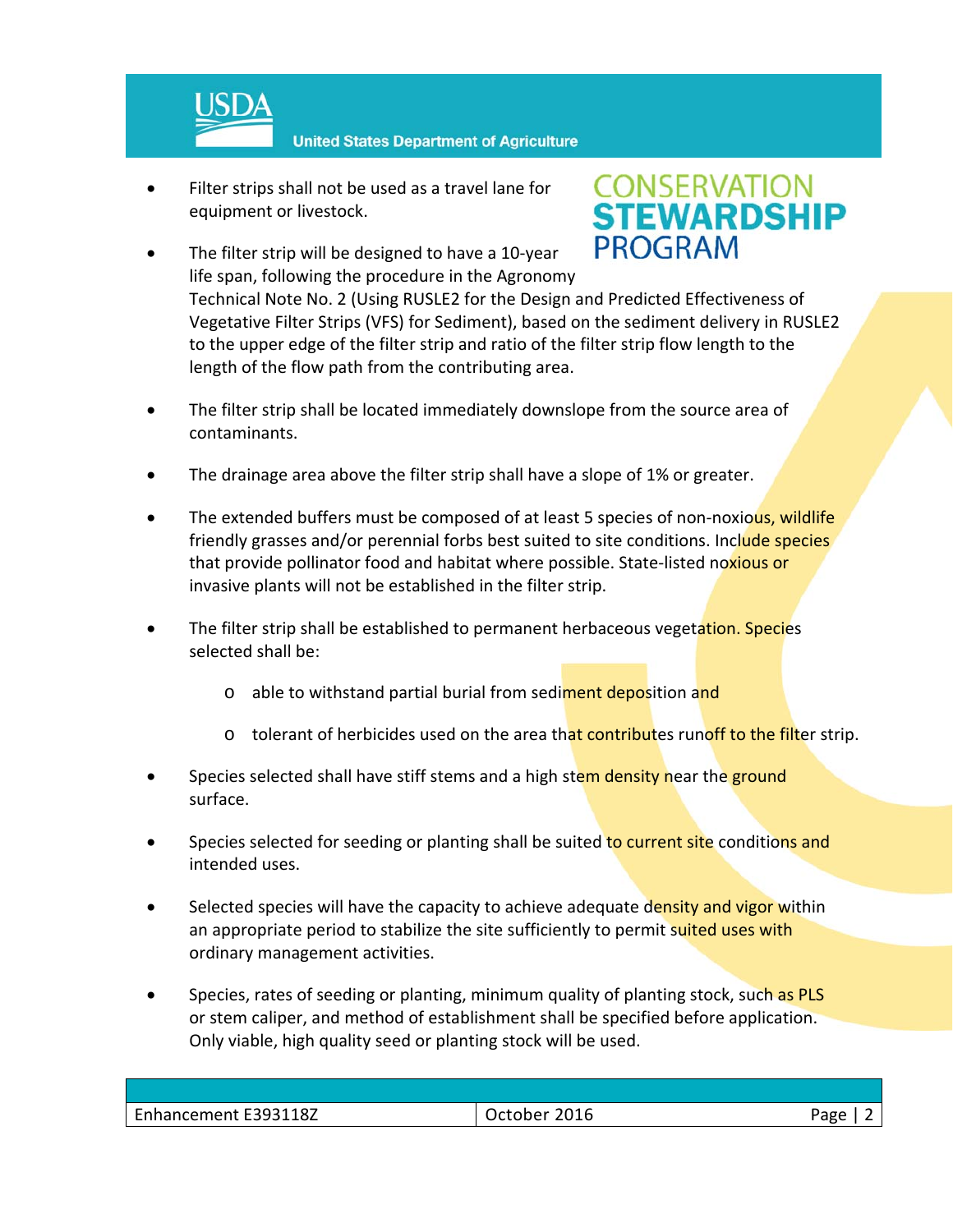- Filter strips shall not be used as a travel lane for equipment or livestock.
- The filter strip will be designed to have a 10-year life span, following the procedure in the Agronomy Technical Note No. 2 (Using RUSLE2 for the Design and Predicted Effectiveness of Vegetative Filter Strips (VFS) for Sediment), based on the sediment delivery in RUSLE2 to the upper edge of the filter strip and ratio of the filter strip flow length to the length of the flow path from the contributing area.
- The filter strip shall be located immediately downslope from the source area of contaminants.
- The drainage area above the filter strip shall have a slope of 1% or greater.
- The extended buffers must be composed of at least 5 species of non-noxious, wildlife friendly grasses and/or perennial forbs best suited to site conditions. Include species that provide pollinator food and habitat where possible. State-listed noxious or invasive plants will not be established in the filter strip.
- The filter strip shall be established to permanent herbaceous vegetation. Species selected shall be:
    - able to withstand partial burial from sediment deposition and
    - tolerant of herbicides used on the area that contributes runoff to the filter strip.
- Species selected shall have stiff stems and a high stem density near the ground surface.
- Species selected for seeding or planting shall be suited to current site conditions and intended uses.
- Selected species will have the capacity to achieve adequate density and vigor within an appropriate period to stabilize the site sufficiently to permit suited uses with ordinary management activities.
- Species, rates of seeding or planting, minimum quality of planting stock, such as PLS or stem caliper, and method of establishment shall be specified before application. Only viable, high quality seed or planting stock will be used.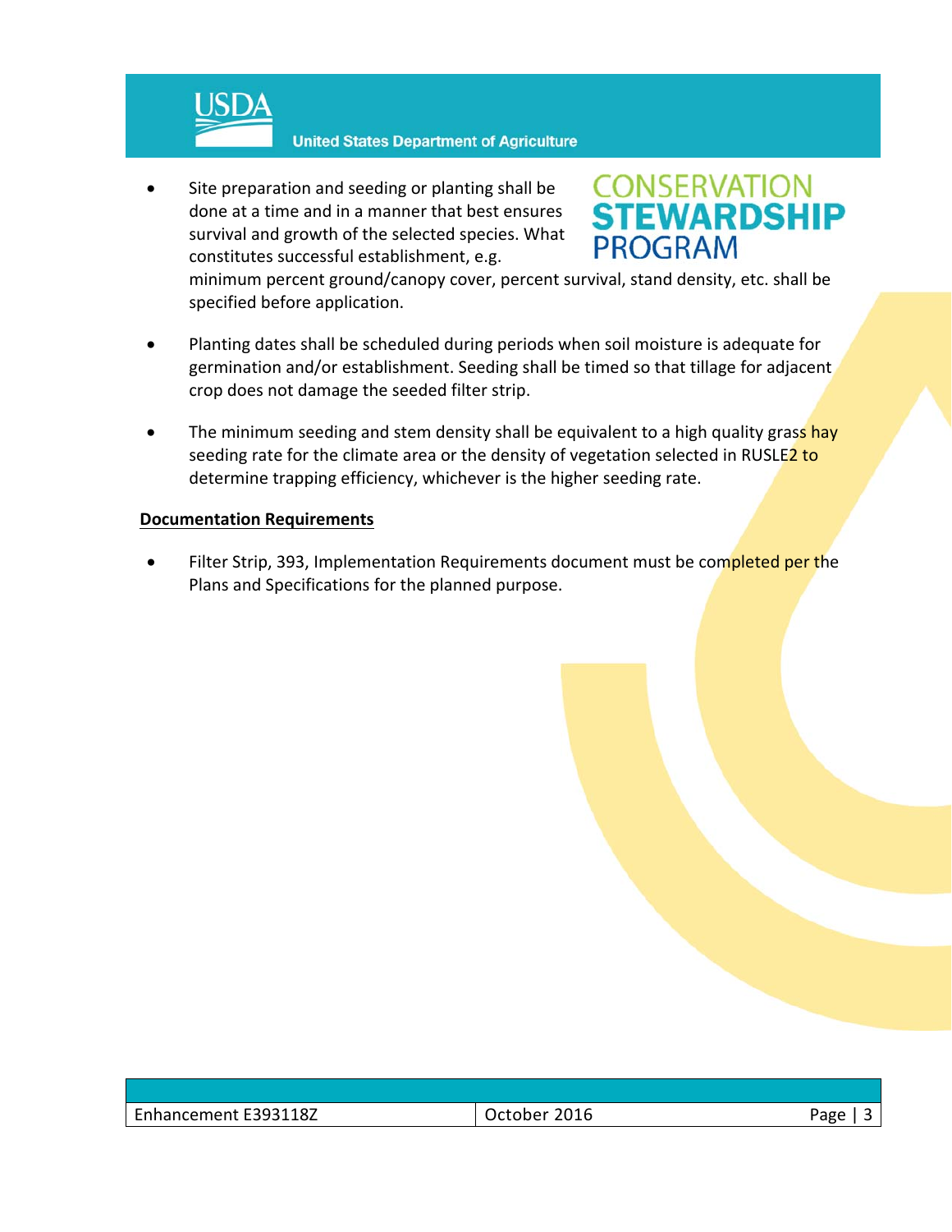- Site preparation and seeding or planting shall be done at a time and in a manner that best ensures survival and growth of the selected species. What constitutes successful establishment, e.g. minimum percent ground/canopy cover, percent survival, stand density, etc. shall be specified before application.

- Planting dates shall be scheduled during periods when soil moisture is adequate for germination and/or establishment. Seeding shall be timed so that tillage for adjacent crop does not damage the seeded filter strip.

- The minimum seeding and stem density shall be equivalent to a high quality grass hay seeding rate for the climate area or the density of vegetation selected in RUSLE2 to determine trapping efficiency, whichever is the higher seeding rate.

**Documentation Requirements**

- Filter Strip, 393, Implementation Requirements document must be completed per the Plans and Specifications for the planned purpose.